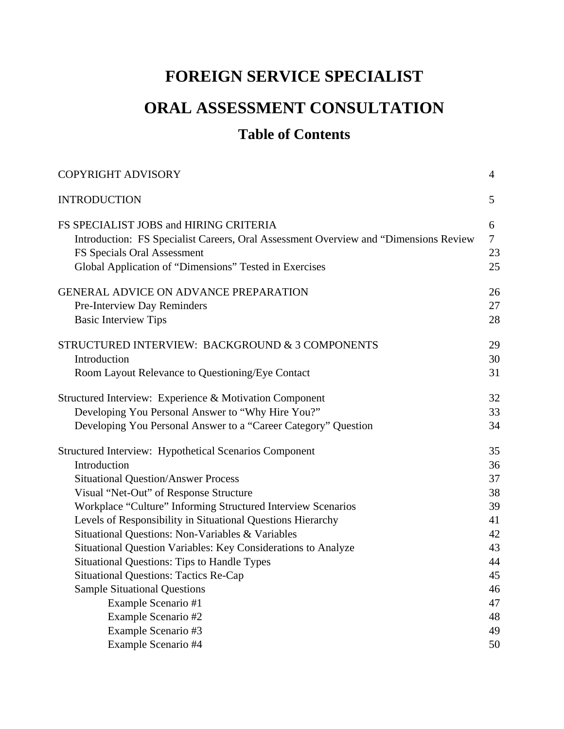# FOREIGN SERVICE SPECIALIST

# ORAL ASSESSMENT CONSULTATION

## Table of Contents

| | |
|---|---|
| COPYRIGHT ADVISORY | 4 |
| INTRODUCTION | 5 |
| FS SPECIALIST JOBS and HIRING CRITERIA | 6 |
| Introduction: FS Specialist Careers, Oral Assessment Overview and "Dimensions Review | 7 |
| FS Specials Oral Assessment | 23 |
| Global Application of "Dimensions" Tested in Exercises | 25 |
| GENERAL ADVICE ON ADVANCE PREPARATION | 26 |
| Pre-Interview Day Reminders | 27 |
| Basic Interview Tips | 28 |
| STRUCTURED INTERVIEW: BACKGROUND & 3 COMPONENTS | 29 |
| Introduction | 30 |
| Room Layout Relevance to Questioning/Eye Contact | 31 |
| Structured Interview: Experience & Motivation Component | 32 |
| Developing You Personal Answer to "Why Hire You?" | 33 |
| Developing You Personal Answer to a "Career Category" Question | 34 |
| Structured Interview: Hypothetical Scenarios Component | 35 |
| Introduction | 36 |
| Situational Question/Answer Process | 37 |
| Visual "Net-Out" of Response Structure | 38 |
| Workplace "Culture" Informing Structured Interview Scenarios | 39 |
| Levels of Responsibility in Situational Questions Hierarchy | 41 |
| Situational Questions: Non-Variables & Variables | 42 |
| Situational Question Variables: Key Considerations to Analyze | 43 |
| Situational Questions: Tips to Handle Types | 44 |
| Situational Questions: Tactics Re-Cap | 45 |
| Sample Situational Questions | 46 |
| Example Scenario #1 | 47 |
| Example Scenario #2 | 48 |
| Example Scenario #3 | 49 |
| Example Scenario #4 | 50 |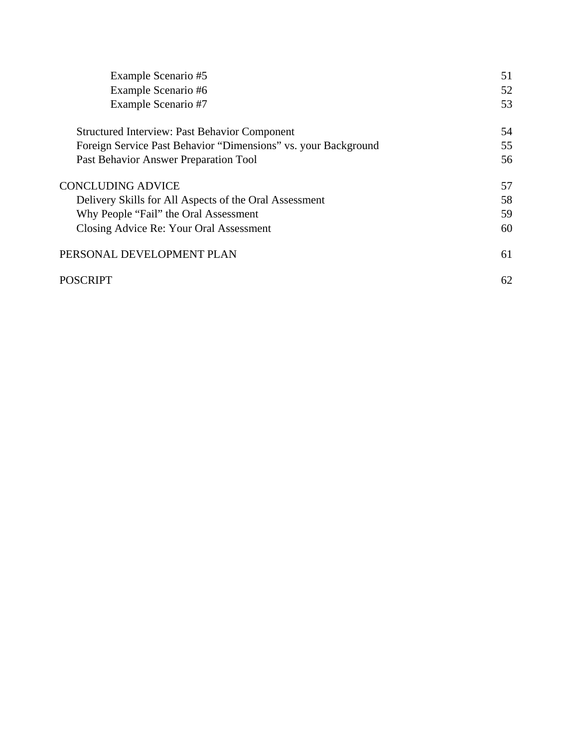| | |
|---|---|
| Example Scenario #5 | 51 |
| Example Scenario #6 | 52 |
| Example Scenario #7 | 53 |
| Structured Interview: Past Behavior Component | 54 |
| Foreign Service Past Behavior "Dimensions" vs. your Background | 55 |
| Past Behavior Answer Preparation Tool | 56 |
| CONCLUDING ADVICE | 57 |
| Delivery Skills for All Aspects of the Oral Assessment | 58 |
| Why People "Fail" the Oral Assessment | 59 |
| Closing Advice Re: Your Oral Assessment | 60 |
| PERSONAL DEVELOPMENT PLAN | 61 |
| POSCRIPT | 62 |